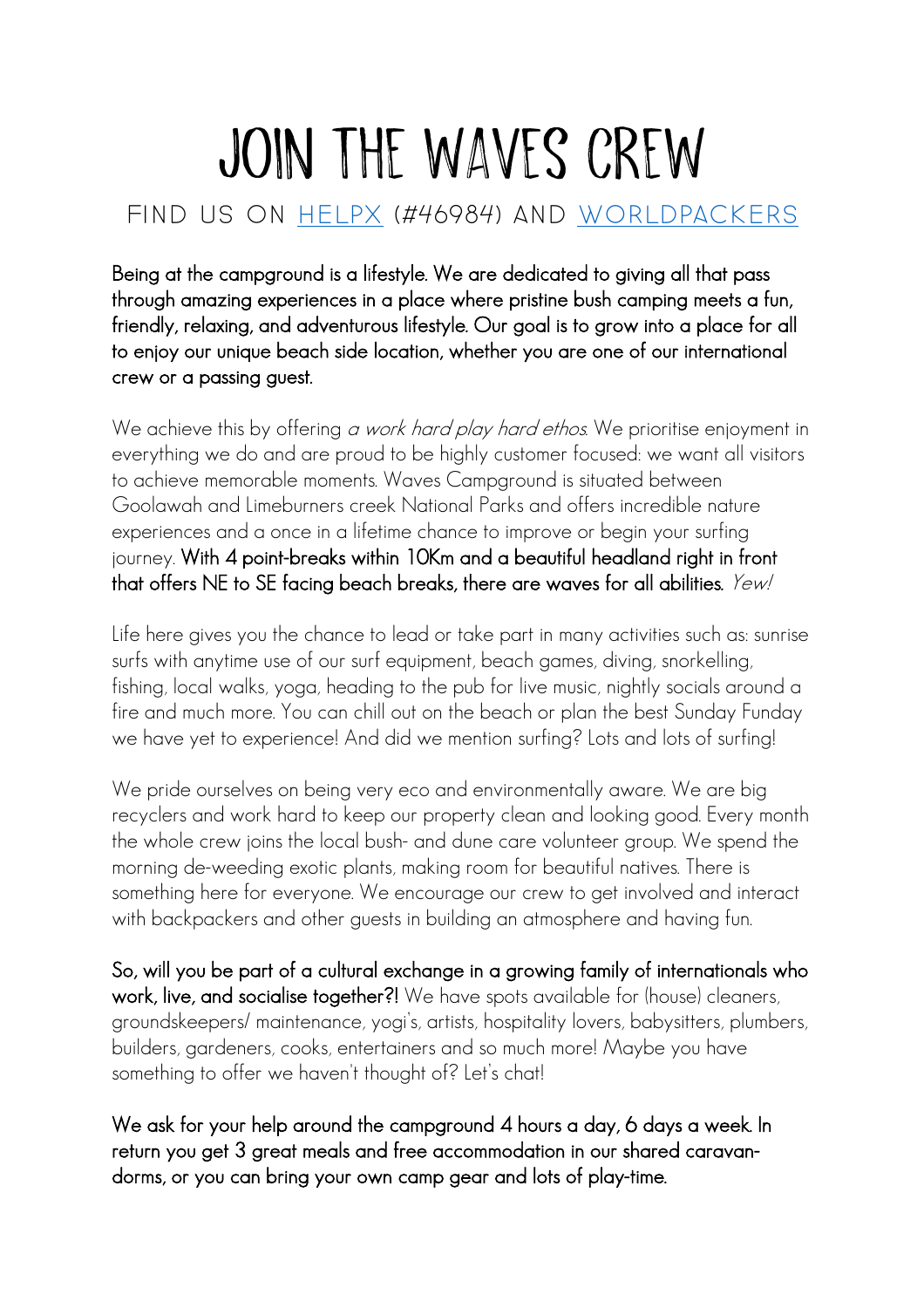# JOIN THE WAVES CREW

## FIND US ON [HELPX](#) (#46984) AND [WORLDPACKERS](#)

**Being at the campground is a lifestyle. We are dedicated to giving all that pass through amazing experiences in a place where pristine bush camping meets a fun, friendly, relaxing, and adventurous lifestyle. Our goal is to grow into a place for all to enjoy our unique beach side location, whether you are one of our international crew or a passing guest.**

We achieve this by offering *a work hard play hard ethos*. We prioritise enjoyment in everything we do and are proud to be highly customer focused: we want all visitors to achieve memorable moments. Waves Campground is situated between Goolawah and Limeburners creek National Parks and offers incredible nature experiences and a once in a lifetime chance to improve or begin your surfing journey. **With 4 point-breaks within 10Km and a beautiful headland right in front that offers NE to SE facing beach breaks, there are waves for all abilities.** *Yew!*

Life here gives you the chance to lead or take part in many activities such as: sunrise surfs with anytime use of our surf equipment, beach games, diving, snorkelling, fishing, local walks, yoga, heading to the pub for live music, nightly socials around a fire and much more. You can chill out on the beach or plan the best Sunday Funday we have yet to experience! And did we mention surfing? Lots and lots of surfing!

We pride ourselves on being very eco and environmentally aware. We are big recyclers and work hard to keep our property clean and looking good. Every month the whole crew joins the local bush- and dune care volunteer group. We spend the morning de-weeding exotic plants, making room for beautiful natives. There is something here for everyone. We encourage our crew to get involved and interact with backpackers and other guests in building an atmosphere and having fun.

**So, will you be part of a cultural exchange in a growing family of internationals who work, live, and socialise together?!** We have spots available for (house) cleaners, groundskeepers/ maintenance, yogi's, artists, hospitality lovers, babysitters, plumbers, builders, gardeners, cooks, entertainers and so much more! Maybe you have something to offer we haven't thought of? Let's chat!

**We ask for your help around the campground 4 hours a day, 6 days a week. In return you get 3 great meals and free accommodation in our shared caravan-dorms, or you can bring your own camp gear and lots of play-time.**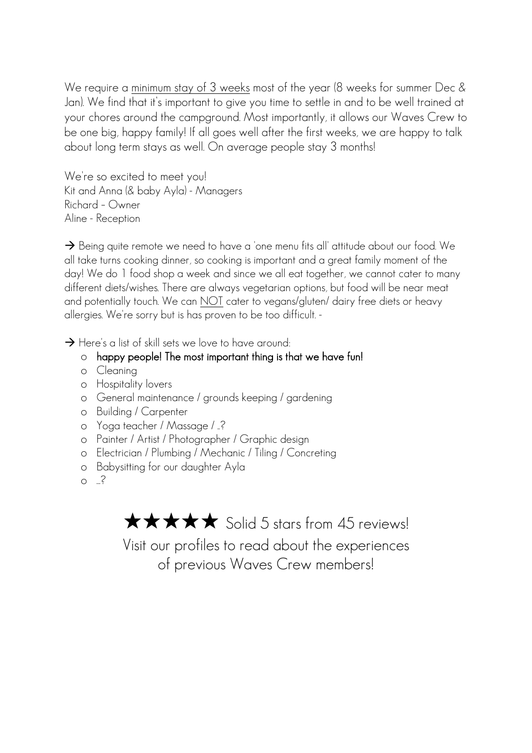We require a <u>minimum stay of 3 weeks</u> most of the year (8 weeks for summer Dec & Jan). We find that it's important to give you time to settle in and to be well trained at your chores around the campground. Most importantly, it allows our Waves Crew to be one big, happy family! If all goes well after the first weeks, we are happy to talk about long term stays as well. On average people stay 3 months!

We're so excited to meet you!
Kit and Anna (& baby Ayla) - Managers
Richard – Owner
Aline - Reception

→ Being quite remote we need to have a 'one menu fits all' attitude about our food. We all take turns cooking dinner, so cooking is important and a great family moment of the day! We do 1 food shop a week and since we all eat together, we cannot cater to many different diets/wishes. There are always vegetarian options, but food will be near meat and potentially touch. We can <u>NOT</u> cater to vegans/gluten/ dairy free diets or heavy allergies. We're sorry but is has proven to be too difficult. -

→ Here's a list of skill sets we love to have around:

- happy people! The most important thing is that we have fun!
- Cleaning
- Hospitality lovers
- General maintenance / grounds keeping / gardening
- Building / Carpenter
- Yoga teacher / Massage / ..?
- Painter / Artist / Photographer / Graphic design
- Electrician / Plumbing / Mechanic / Tiling / Concreting
- Babysitting for our daughter Ayla
- ...?

★★★★★ Solid 5 stars from 45 reviews!

Visit our profiles to read about the experiences of previous Waves Crew members!